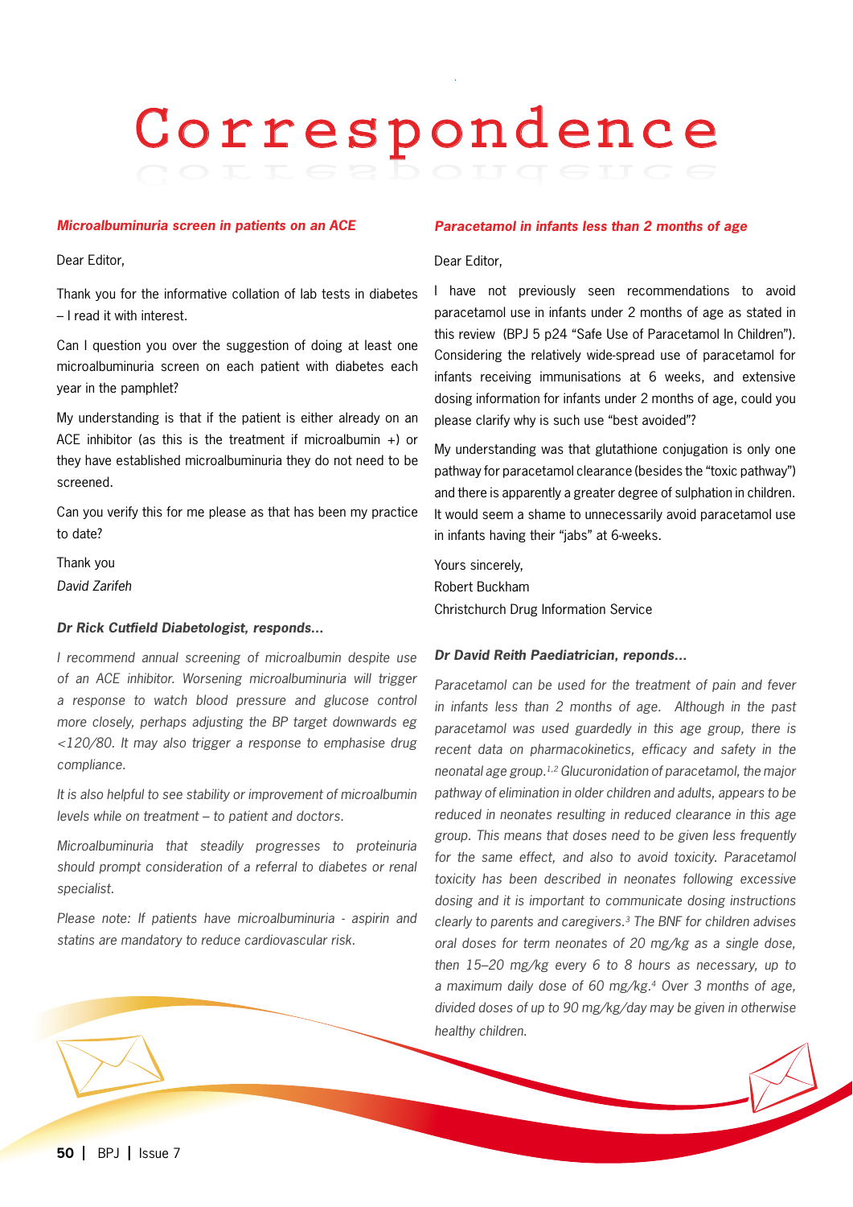# Correspondence

## Microalbuminuria screen in patients on an ACE

Dear Editor,

Thank you for the informative collation of lab tests in diabetes – I read it with interest.

Can I question you over the suggestion of doing at least one microalbuminuria screen on each patient with diabetes each year in the pamphlet?

My understanding is that if the patient is either already on an ACE inhibitor (as this is the treatment if microalbumin +) or they have established microalbuminuria they do not need to be screened.

Can you verify this for me please as that has been my practice to date?

Thank you
*David Zarifeh*

### Dr Rick Cutfield Diabetologist, responds...

*I recommend annual screening of microalbumin despite use of an ACE inhibitor. Worsening microalbuminuria will trigger a response to watch blood pressure and glucose control more closely, perhaps adjusting the BP target downwards eg <120/80. It may also trigger a response to emphasise drug compliance.*

*It is also helpful to see stability or improvement of microalbumin levels while on treatment – to patient and doctors.*

*Microalbuminuria that steadily progresses to proteinuria should prompt consideration of a referral to diabetes or renal specialist.*

*Please note: If patients have microalbuminuria - aspirin and statins are mandatory to reduce cardiovascular risk.*

## Paracetamol in infants less than 2 months of age

Dear Editor,

I have not previously seen recommendations to avoid paracetamol use in infants under 2 months of age as stated in this review (BPJ 5 p24 "Safe Use of Paracetamol In Children"). Considering the relatively wide-spread use of paracetamol for infants receiving immunisations at 6 weeks, and extensive dosing information for infants under 2 months of age, could you please clarify why is such use "best avoided"?

My understanding was that glutathione conjugation is only one pathway for paracetamol clearance (besides the "toxic pathway") and there is apparently a greater degree of sulphation in children. It would seem a shame to unnecessarily avoid paracetamol use in infants having their "jabs" at 6-weeks.

Yours sincerely,
Robert Buckham
Christchurch Drug Information Service

### Dr David Reith Paediatrician, reponds...

*Paracetamol can be used for the treatment of pain and fever in infants less than 2 months of age. Although in the past paracetamol was used guardedly in this age group, there is recent data on pharmacokinetics, efficacy and safety in the neonatal age group.[1,2] Glucuronidation of paracetamol, the major pathway of elimination in older children and adults, appears to be reduced in neonates resulting in reduced clearance in this age group. This means that doses need to be given less frequently for the same effect, and also to avoid toxicity. Paracetamol toxicity has been described in neonates following excessive dosing and it is important to communicate dosing instructions clearly to parents and caregivers.[3] The BNF for children advises oral doses for term neonates of 20 mg/kg as a single dose, then 15–20 mg/kg every 6 to 8 hours as necessary, up to a maximum daily dose of 60 mg/kg.[4] Over 3 months of age, divided doses of up to 90 mg/kg/day may be given in otherwise healthy children.*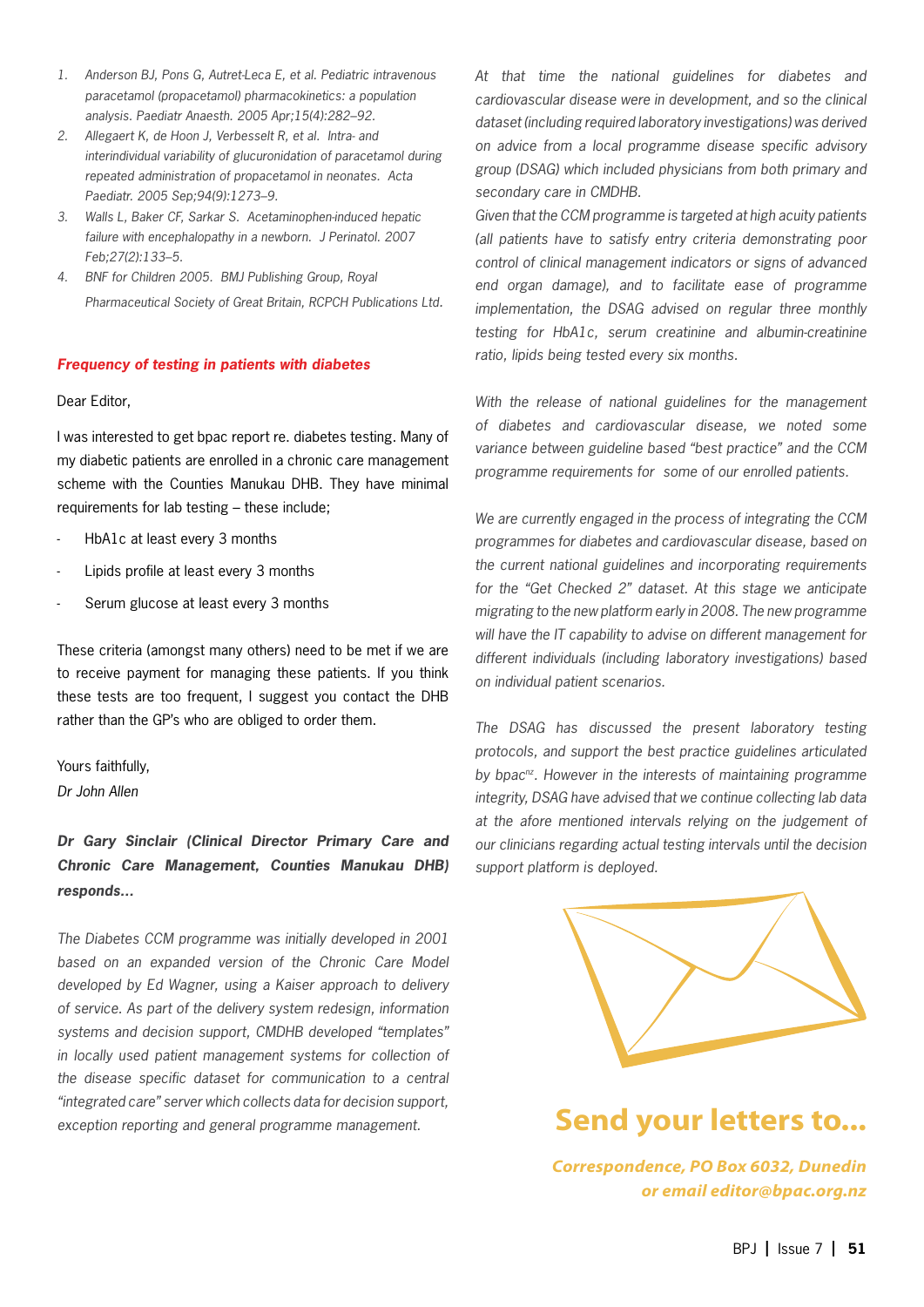1. *Anderson BJ, Pons G, Autret-Leca E, et al. Pediatric intravenous paracetamol (propacetamol) pharmacokinetics: a population analysis. Paediatr Anaesth. 2005 Apr;15(4):282–92.*
2. *Allegaert K, de Hoon J, Verbesselt R, et al. Intra- and interindividual variability of glucuronidation of paracetamol during repeated administration of propacetamol in neonates. Acta Paediatr. 2005 Sep;94(9):1273–9.*
3. *Walls L, Baker CF, Sarkar S. Acetaminophen-induced hepatic failure with encephalopathy in a newborn. J Perinatol. 2007 Feb;27(2):133–5.*
4. *BNF for Children 2005. BMJ Publishing Group, Royal Pharmaceutical Society of Great Britain, RCPCH Publications Ltd.*

### *Frequency of testing in patients with diabetes*

Dear Editor,

I was interested to get bpac report re. diabetes testing. Many of my diabetic patients are enrolled in a chronic care management scheme with the Counties Manukau DHB. They have minimal requirements for lab testing – these include;

- HbA1c at least every 3 months
- Lipids profile at least every 3 months
- Serum glucose at least every 3 months

These criteria (amongst many others) need to be met if we are to receive payment for managing these patients. If you think these tests are too frequent, I suggest you contact the DHB rather than the GP's who are obliged to order them.

Yours faithfully,
*Dr John Allen*

***Dr Gary Sinclair (Clinical Director Primary Care and Chronic Care Management, Counties Manukau DHB) responds...***

*The Diabetes CCM programme was initially developed in 2001 based on an expanded version of the Chronic Care Model developed by Ed Wagner, using a Kaiser approach to delivery of service. As part of the delivery system redesign, information systems and decision support, CMDHB developed "templates" in locally used patient management systems for collection of the disease specific dataset for communication to a central "integrated care" server which collects data for decision support, exception reporting and general programme management.*

*At that time the national guidelines for diabetes and cardiovascular disease were in development, and so the clinical dataset (including required laboratory investigations) was derived on advice from a local programme disease specific advisory group (DSAG) which included physicians from both primary and secondary care in CMDHB.*

*Given that the CCM programme is targeted at high acuity patients (all patients have to satisfy entry criteria demonstrating poor control of clinical management indicators or signs of advanced end organ damage), and to facilitate ease of programme implementation, the DSAG advised on regular three monthly testing for HbA1c, serum creatinine and albumin-creatinine ratio, lipids being tested every six months.*

*With the release of national guidelines for the management of diabetes and cardiovascular disease, we noted some variance between guideline based "best practice" and the CCM programme requirements for some of our enrolled patients.*

*We are currently engaged in the process of integrating the CCM programmes for diabetes and cardiovascular disease, based on the current national guidelines and incorporating requirements for the "Get Checked 2" dataset. At this stage we anticipate migrating to the new platform early in 2008. The new programme will have the IT capability to advise on different management for different individuals (including laboratory investigations) based on individual patient scenarios.*

*The DSAG has discussed the present laboratory testing protocols, and support the best practice guidelines articulated by bpac[nz]. However in the interests of maintaining programme integrity, DSAG have advised that we continue collecting lab data at the afore mentioned intervals relying on the judgement of our clinicians regarding actual testing intervals until the decision support platform is deployed.*

## Send your letters to...

***Correspondence, PO Box 6032, Dunedin or email editor@bpac.org.nz***